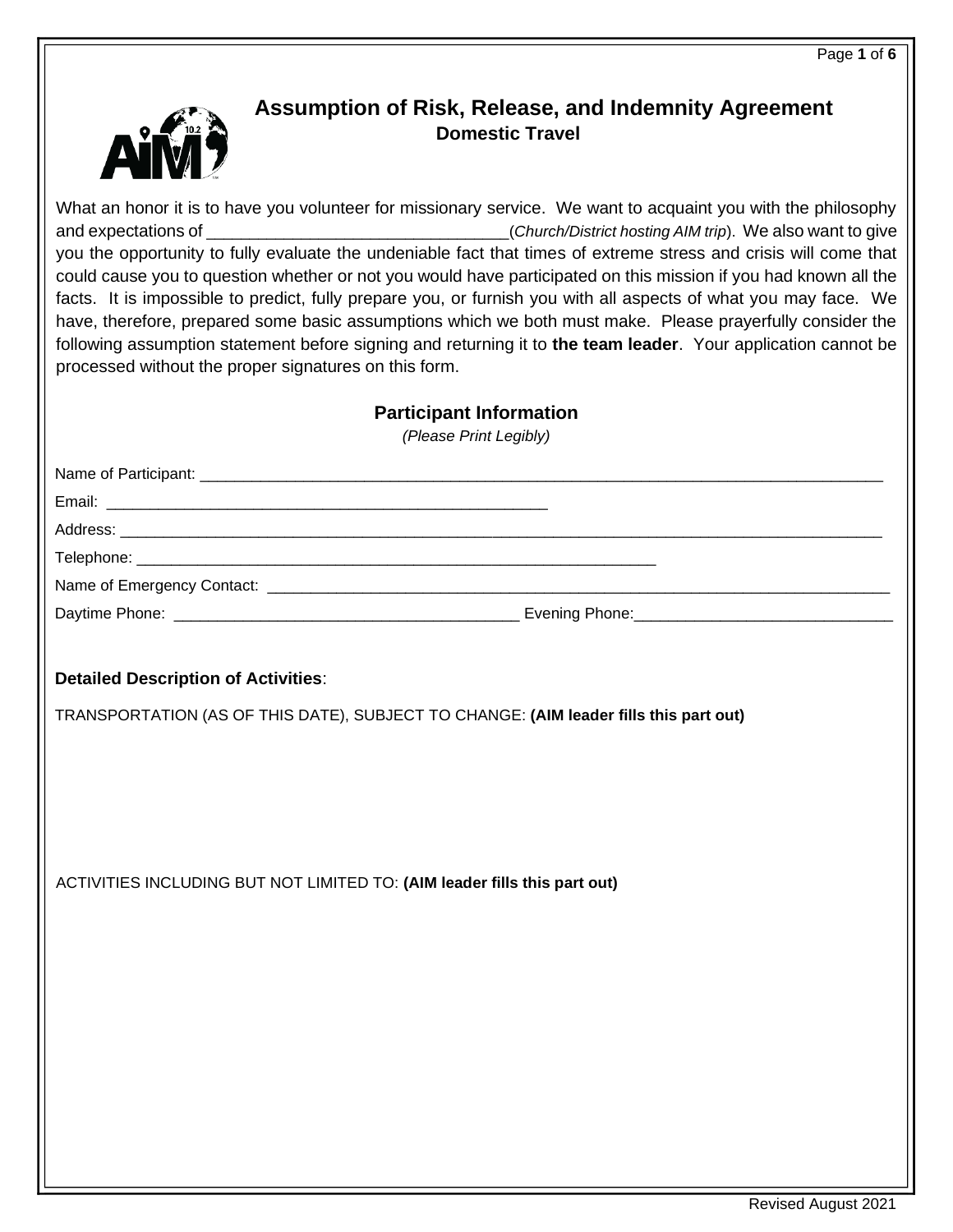# Assumption of Risk, Release, and Indemnity Agreement

## Domestic Travel

What an honor it is to have you volunteer for missionary service. We want to acquaint you with the philosophy and expectations of ________________________________(*Church/District hosting AIM trip*). We also want to give you the opportunity to fully evaluate the undeniable fact that times of extreme stress and crisis will come that could cause you to question whether or not you would have participated on this mission if you had known all the facts. It is impossible to predict, fully prepare you, or furnish you with all aspects of what you may face. We have, therefore, prepared some basic assumptions which we both must make. Please prayerfully consider the following assumption statement before signing and returning it to **the team leader**. Your application cannot be processed without the proper signatures on this form.

### Participant Information

*(Please Print Legibly)*

Name of Participant: ________________________________________________________________________________

Email: ____________________________________________________

Address: ____________________________________________________________________________________________

Telephone: ______________________________________________________________

Name of Emergency Contact: ___________________________________________________________________________

Daytime Phone: ________________________________________ Evening Phone:______________________________

**Detailed Description of Activities**:

TRANSPORTATION (AS OF THIS DATE), SUBJECT TO CHANGE: **(AIM leader fills this part out)**

ACTIVITIES INCLUDING BUT NOT LIMITED TO: **(AIM leader fills this part out)**

Revised August 2021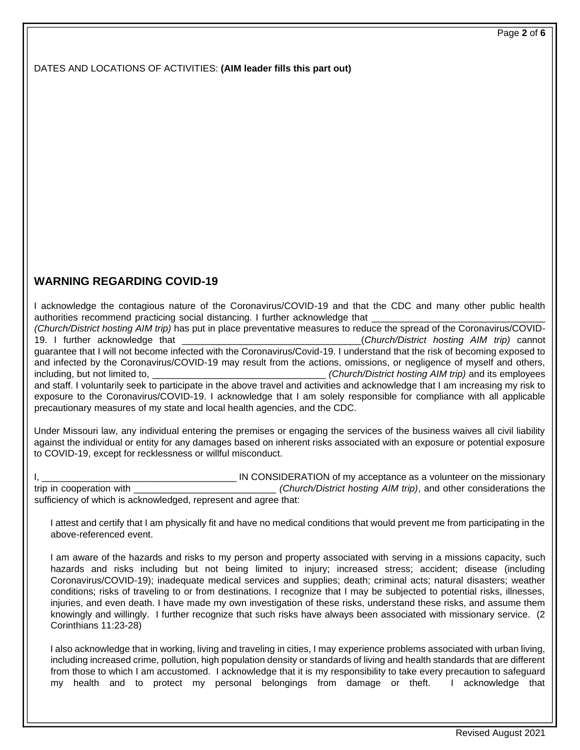DATES AND LOCATIONS OF ACTIVITIES: **(AIM leader fills this part out)**

## WARNING REGARDING COVID-19

I acknowledge the contagious nature of the Coronavirus/COVID-19 and that the CDC and many other public health authorities recommend practicing social distancing. I further acknowledge that _________________________________ *(Church/District hosting AIM trip)* has put in place preventative measures to reduce the spread of the Coronavirus/COVID-19. I further acknowledge that ___________________________________(*Church/District hosting AIM trip)* cannot guarantee that I will not become infected with the Coronavirus/Covid-19. I understand that the risk of becoming exposed to and infected by the Coronavirus/COVID-19 may result from the actions, omissions, or negligence of myself and others, including, but not limited to, _________________________________ *(Church/District hosting AIM trip)* and its employees and staff. I voluntarily seek to participate in the above travel and activities and acknowledge that I am increasing my risk to exposure to the Coronavirus/COVID-19. I acknowledge that I am solely responsible for compliance with all applicable precautionary measures of my state and local health agencies, and the CDC.

Under Missouri law, any individual entering the premises or engaging the services of the business waives all civil liability against the individual or entity for any damages based on inherent risks associated with an exposure or potential exposure to COVID-19, except for recklessness or willful misconduct.

I, ______________________________________ IN CONSIDERATION of my acceptance as a volunteer on the missionary trip in cooperation with ___________________________ *(Church/District hosting AIM trip)*, and other considerations the sufficiency of which is acknowledged, represent and agree that:

I attest and certify that I am physically fit and have no medical conditions that would prevent me from participating in the above-referenced event.

I am aware of the hazards and risks to my person and property associated with serving in a missions capacity, such hazards and risks including but not being limited to injury; increased stress; accident; disease (including Coronavirus/COVID-19); inadequate medical services and supplies; death; criminal acts; natural disasters; weather conditions; risks of traveling to or from destinations. I recognize that I may be subjected to potential risks, illnesses, injuries, and even death. I have made my own investigation of these risks, understand these risks, and assume them knowingly and willingly. I further recognize that such risks have always been associated with missionary service. (2 Corinthians 11:23-28)

I also acknowledge that in working, living and traveling in cities, I may experience problems associated with urban living, including increased crime, pollution, high population density or standards of living and health standards that are different from those to which I am accustomed. I acknowledge that it is my responsibility to take every precaution to safeguard my health and to protect my personal belongings from damage or theft. I acknowledge that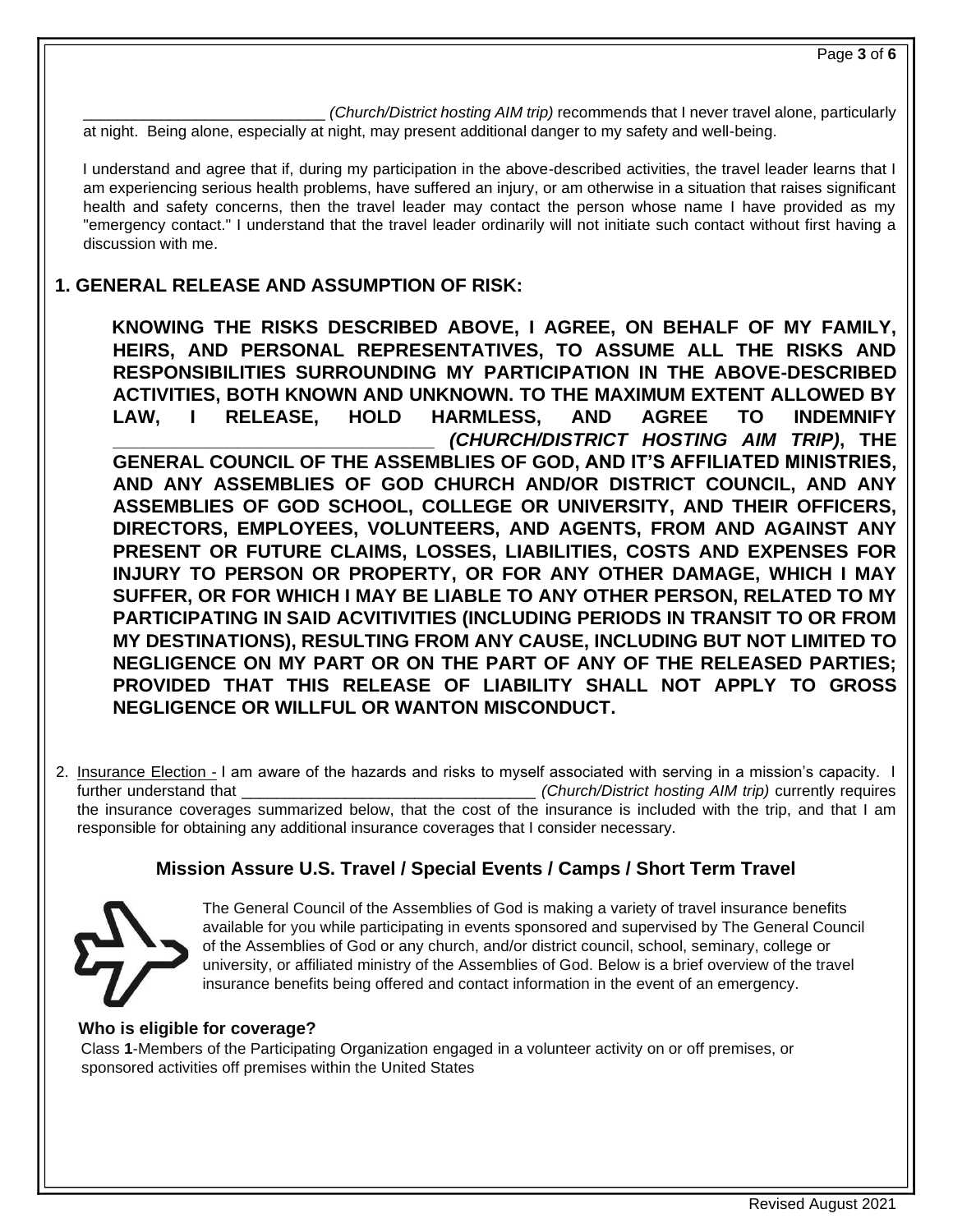___________________________ *(Church/District hosting AIM trip)* recommends that I never travel alone, particularly at night. Being alone, especially at night, may present additional danger to my safety and well-being.

I understand and agree that if, during my participation in the above-described activities, the travel leader learns that I am experiencing serious health problems, have suffered an injury, or am otherwise in a situation that raises significant health and safety concerns, then the travel leader may contact the person whose name I have provided as my "emergency contact." I understand that the travel leader ordinarily will not initiate such contact without first having a discussion with me.

## 1. GENERAL RELEASE AND ASSUMPTION OF RISK:

**KNOWING THE RISKS DESCRIBED ABOVE, I AGREE, ON BEHALF OF MY FAMILY, HEIRS, AND PERSONAL REPRESENTATIVES, TO ASSUME ALL THE RISKS AND RESPONSIBILITIES SURROUNDING MY PARTICIPATION IN THE ABOVE-DESCRIBED ACTIVITIES, BOTH KNOWN AND UNKNOWN. TO THE MAXIMUM EXTENT ALLOWED BY LAW, I RELEASE, HOLD HARMLESS, AND AGREE TO INDEMNIFY _________________________________ *(CHURCH/DISTRICT HOSTING AIM TRIP)*, THE GENERAL COUNCIL OF THE ASSEMBLIES OF GOD, AND IT'S AFFILIATED MINISTRIES, AND ANY ASSEMBLIES OF GOD CHURCH AND/OR DISTRICT COUNCIL, AND ANY ASSEMBLIES OF GOD SCHOOL, COLLEGE OR UNIVERSITY, AND THEIR OFFICERS, DIRECTORS, EMPLOYEES, VOLUNTEERS, AND AGENTS, FROM AND AGAINST ANY PRESENT OR FUTURE CLAIMS, LOSSES, LIABILITIES, COSTS AND EXPENSES FOR INJURY TO PERSON OR PROPERTY, OR FOR ANY OTHER DAMAGE, WHICH I MAY SUFFER, OR FOR WHICH I MAY BE LIABLE TO ANY OTHER PERSON, RELATED TO MY PARTICIPATING IN SAID ACVITIVITIES (INCLUDING PERIODS IN TRANSIT TO OR FROM MY DESTINATIONS), RESULTING FROM ANY CAUSE, INCLUDING BUT NOT LIMITED TO NEGLIGENCE ON MY PART OR ON THE PART OF ANY OF THE RELEASED PARTIES; PROVIDED THAT THIS RELEASE OF LIABILITY SHALL NOT APPLY TO GROSS NEGLIGENCE OR WILLFUL OR WANTON MISCONDUCT.**

2. Insurance Election - I am aware of the hazards and risks to myself associated with serving in a mission's capacity. I further understand that _________________________________ *(Church/District hosting AIM trip)* currently requires the insurance coverages summarized below, that the cost of the insurance is included with the trip, and that I am responsible for obtaining any additional insurance coverages that I consider necessary.

### Mission Assure U.S. Travel / Special Events / Camps / Short Term Travel

The General Council of the Assemblies of God is making a variety of travel insurance benefits available for you while participating in events sponsored and supervised by The General Council of the Assemblies of God or any church, and/or district council, school, seminary, college or university, or affiliated ministry of the Assemblies of God. Below is a brief overview of the travel insurance benefits being offered and contact information in the event of an emergency.

**Who is eligible for coverage?**

Class **1**-Members of the Participating Organization engaged in a volunteer activity on or off premises, or sponsored activities off premises within the United States

Revised August 2021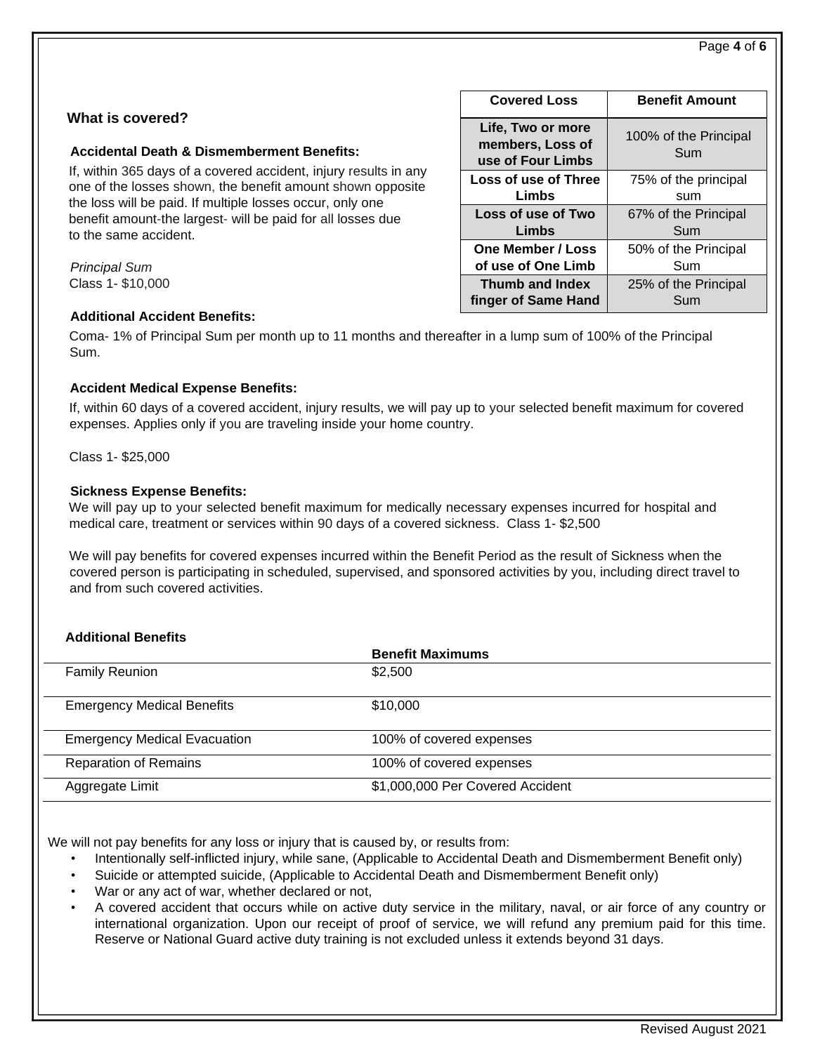## What is covered?

### Accidental Death & Dismemberment Benefits:

If, within 365 days of a covered accident, injury results in any one of the losses shown, the benefit amount shown opposite the loss will be paid. If multiple losses occur, only one benefit amount-the largest- will be paid for all losses due to the same accident.

*Principal Sum*
Class 1- $10,000

| Covered Loss | Benefit Amount |
|---|---|
| **Life, Two or more members, Loss of use of Four Limbs** | 100% of the Principal Sum |
| **Loss of use of Three Limbs** | 75% of the principal sum |
| **Loss of use of Two Limbs** | 67% of the Principal Sum |
| **One Member / Loss of use of One Limb** | 50% of the Principal Sum |
| **Thumb and Index finger of Same Hand** | 25% of the Principal Sum |

### Additional Accident Benefits:

Coma- 1% of Principal Sum per month up to 11 months and thereafter in a lump sum of 100% of the Principal Sum.

### Accident Medical Expense Benefits:

If, within 60 days of a covered accident, injury results, we will pay up to your selected benefit maximum for covered expenses. Applies only if you are traveling inside your home country.

Class 1- $25,000

### Sickness Expense Benefits:

We will pay up to your selected benefit maximum for medically necessary expenses incurred for hospital and medical care, treatment or services within 90 days of a covered sickness. Class 1- $2,500

We will pay benefits for covered expenses incurred within the Benefit Period as the result of Sickness when the covered person is participating in scheduled, supervised, and sponsored activities by you, including direct travel to and from such covered activities.

### Additional Benefits

| | **Benefit Maximums** |
|---|---|
| Family Reunion | $2,500 |
| Emergency Medical Benefits | $10,000 |
| Emergency Medical Evacuation | 100% of covered expenses |
| Reparation of Remains | 100% of covered expenses |
| Aggregate Limit | $1,000,000 Per Covered Accident |

We will not pay benefits for any loss or injury that is caused by, or results from:

- Intentionally self-inflicted injury, while sane, (Applicable to Accidental Death and Dismemberment Benefit only)
- Suicide or attempted suicide, (Applicable to Accidental Death and Dismemberment Benefit only)
- War or any act of war, whether declared or not,
- A covered accident that occurs while on active duty service in the military, naval, or air force of any country or international organization. Upon our receipt of proof of service, we will refund any premium paid for this time. Reserve or National Guard active duty training is not excluded unless it extends beyond 31 days.

Revised August 2021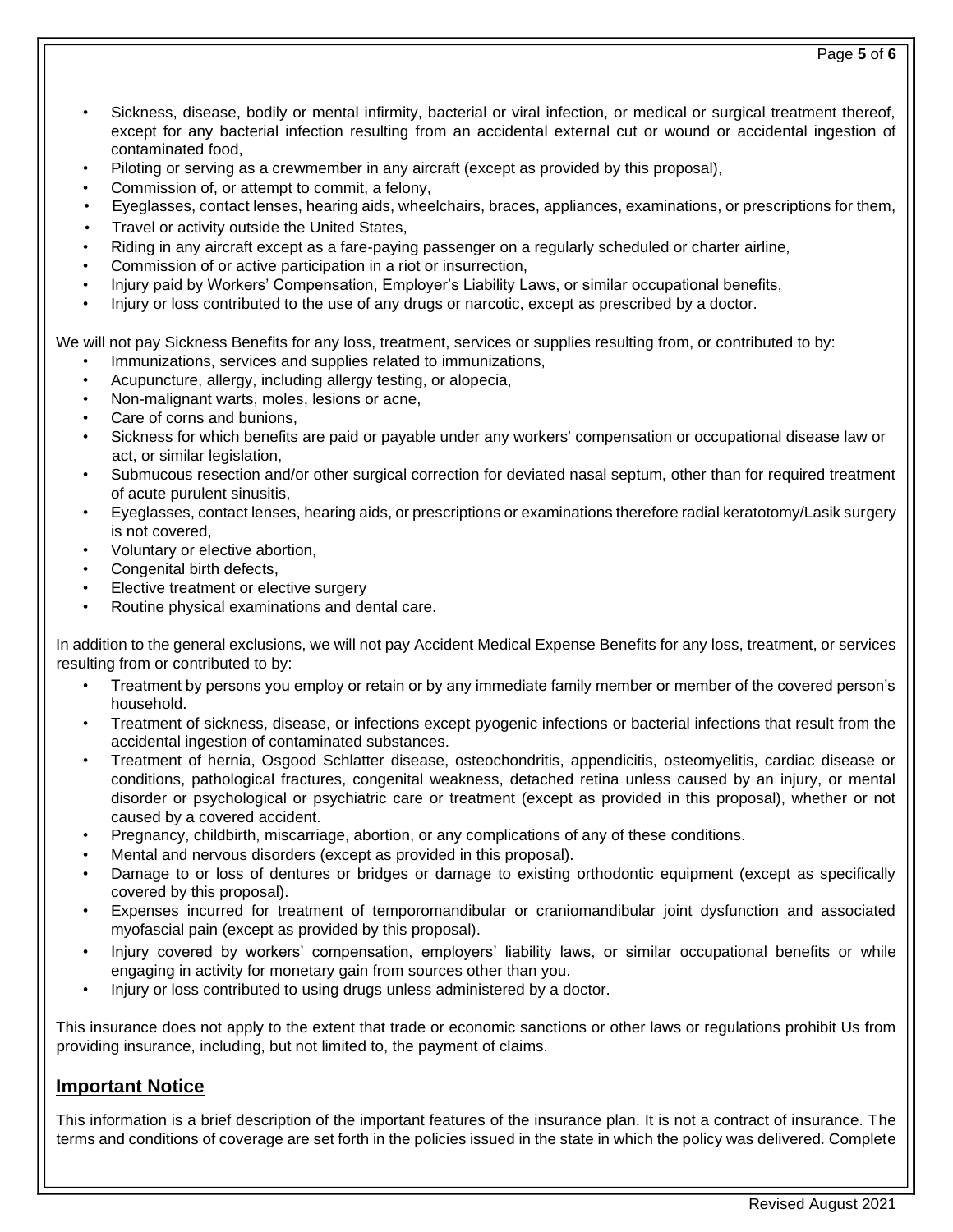- Sickness, disease, bodily or mental infirmity, bacterial or viral infection, or medical or surgical treatment thereof, except for any bacterial infection resulting from an accidental external cut or wound or accidental ingestion of contaminated food,
- Piloting or serving as a crewmember in any aircraft (except as provided by this proposal),
- Commission of, or attempt to commit, a felony,
- Eyeglasses, contact lenses, hearing aids, wheelchairs, braces, appliances, examinations, or prescriptions for them,
- Travel or activity outside the United States,
- Riding in any aircraft except as a fare-paying passenger on a regularly scheduled or charter airline,
- Commission of or active participation in a riot or insurrection,
- Injury paid by Workers' Compensation, Employer's Liability Laws, or similar occupational benefits,
- Injury or loss contributed to the use of any drugs or narcotic, except as prescribed by a doctor.

We will not pay Sickness Benefits for any loss, treatment, services or supplies resulting from, or contributed to by:

- Immunizations, services and supplies related to immunizations,
- Acupuncture, allergy, including allergy testing, or alopecia,
- Non-malignant warts, moles, lesions or acne,
- Care of corns and bunions,
- Sickness for which benefits are paid or payable under any workers' compensation or occupational disease law or act, or similar legislation,
- Submucous resection and/or other surgical correction for deviated nasal septum, other than for required treatment of acute purulent sinusitis,
- Eyeglasses, contact lenses, hearing aids, or prescriptions or examinations therefore radial keratotomy/Lasik surgery is not covered,
- Voluntary or elective abortion,
- Congenital birth defects,
- Elective treatment or elective surgery
- Routine physical examinations and dental care.

In addition to the general exclusions, we will not pay Accident Medical Expense Benefits for any loss, treatment, or services resulting from or contributed to by:

- Treatment by persons you employ or retain or by any immediate family member or member of the covered person's household.
- Treatment of sickness, disease, or infections except pyogenic infections or bacterial infections that result from the accidental ingestion of contaminated substances.
- Treatment of hernia, Osgood Schlatter disease, osteochondritis, appendicitis, osteomyelitis, cardiac disease or conditions, pathological fractures, congenital weakness, detached retina unless caused by an injury, or mental disorder or psychological or psychiatric care or treatment (except as provided in this proposal), whether or not caused by a covered accident.
- Pregnancy, childbirth, miscarriage, abortion, or any complications of any of these conditions.
- Mental and nervous disorders (except as provided in this proposal).
- Damage to or loss of dentures or bridges or damage to existing orthodontic equipment (except as specifically covered by this proposal).
- Expenses incurred for treatment of temporomandibular or craniomandibular joint dysfunction and associated myofascial pain (except as provided by this proposal).
- Injury covered by workers' compensation, employers' liability laws, or similar occupational benefits or while engaging in activity for monetary gain from sources other than you.
- Injury or loss contributed to using drugs unless administered by a doctor.

This insurance does not apply to the extent that trade or economic sanctions or other laws or regulations prohibit Us from providing insurance, including, but not limited to, the payment of claims.

## Important Notice

This information is a brief description of the important features of the insurance plan. It is not a contract of insurance. The terms and conditions of coverage are set forth in the policies issued in the state in which the policy was delivered. Complete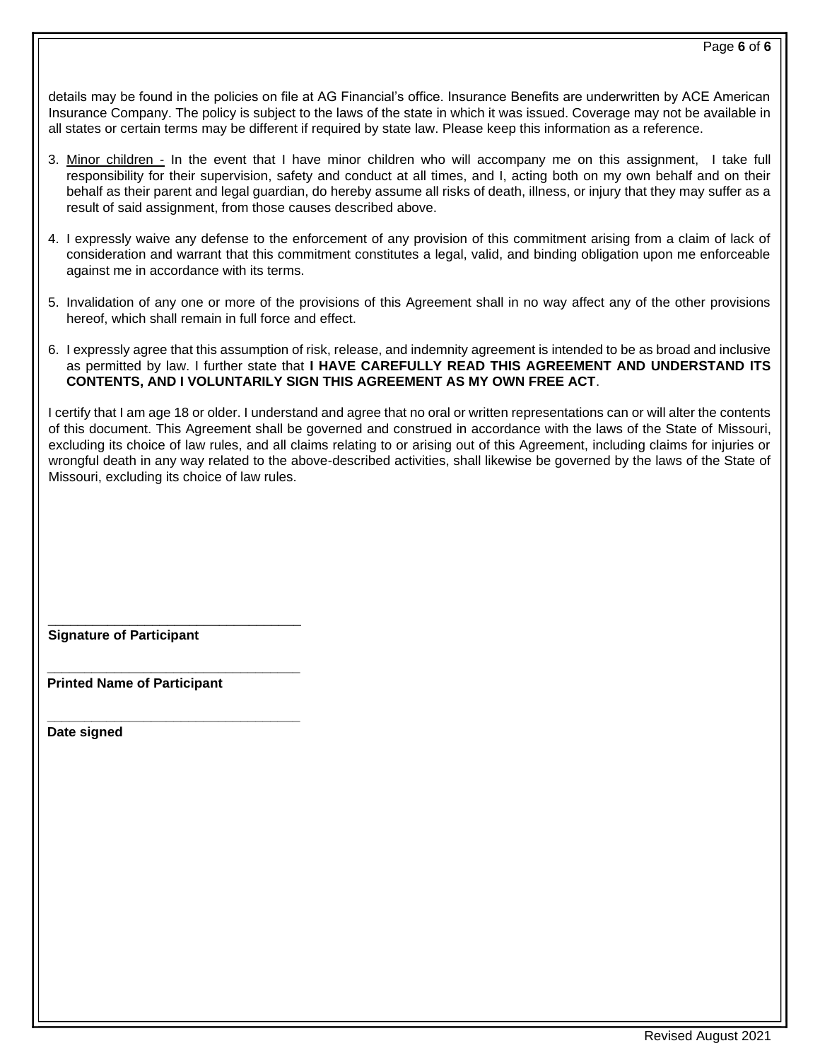details may be found in the policies on file at AG Financial's office. Insurance Benefits are underwritten by ACE American Insurance Company. The policy is subject to the laws of the state in which it was issued. Coverage may not be available in all states or certain terms may be different if required by state law. Please keep this information as a reference.

3. Minor children - In the event that I have minor children who will accompany me on this assignment, I take full responsibility for their supervision, safety and conduct at all times, and I, acting both on my own behalf and on their behalf as their parent and legal guardian, do hereby assume all risks of death, illness, or injury that they may suffer as a result of said assignment, from those causes described above.

4. I expressly waive any defense to the enforcement of any provision of this commitment arising from a claim of lack of consideration and warrant that this commitment constitutes a legal, valid, and binding obligation upon me enforceable against me in accordance with its terms.

5. Invalidation of any one or more of the provisions of this Agreement shall in no way affect any of the other provisions hereof, which shall remain in full force and effect.

6. I expressly agree that this assumption of risk, release, and indemnity agreement is intended to be as broad and inclusive as permitted by law. I further state that **I HAVE CAREFULLY READ THIS AGREEMENT AND UNDERSTAND ITS CONTENTS, AND I VOLUNTARILY SIGN THIS AGREEMENT AS MY OWN FREE ACT**.

I certify that I am age 18 or older. I understand and agree that no oral or written representations can or will alter the contents of this document. This Agreement shall be governed and construed in accordance with the laws of the State of Missouri, excluding its choice of law rules, and all claims relating to or arising out of this Agreement, including claims for injuries or wrongful death in any way related to the above-described activities, shall likewise be governed by the laws of the State of Missouri, excluding its choice of law rules.

\_\_\_\_\_\_\_\_\_\_\_\_\_\_\_\_\_\_\_\_\_\_\_\_\_\_\_\_\_\_\_\_\_\_

**Signature of Participant**

\_\_\_\_\_\_\_\_\_\_\_\_\_\_\_\_\_\_\_\_\_\_\_\_\_\_\_\_\_\_\_\_\_\_

**Printed Name of Participant**

\_\_\_\_\_\_\_\_\_\_\_\_\_\_\_\_\_\_\_\_\_\_\_\_\_\_\_\_\_\_\_\_\_\_

**Date signed**

Revised August 2021